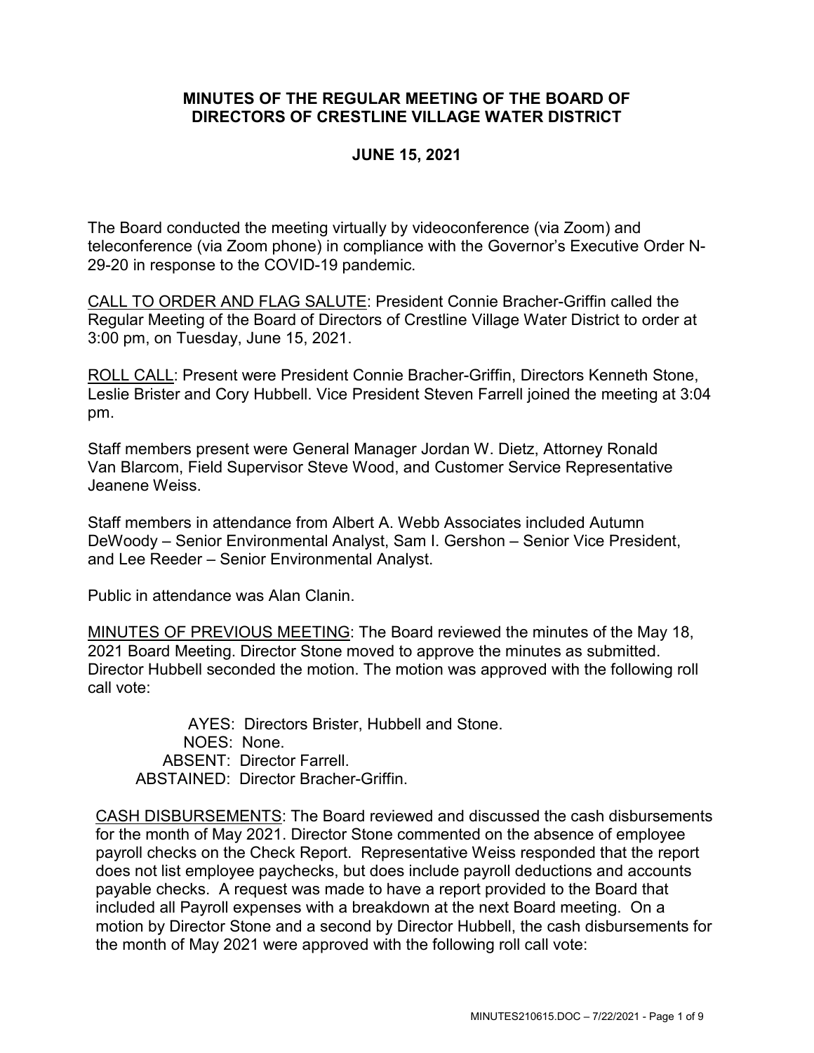# MINUTES OF THE REGULAR MEETING OF THE BOARD OF DIRECTORS OF CRESTLINE VILLAGE WATER DISTRICT

## JUNE 15, 2021

The Board conducted the meeting virtually by videoconference (via Zoom) and teleconference (via Zoom phone) in compliance with the Governor's Executive Order N-29-20 in response to the COVID-19 pandemic.

CALL TO ORDER AND FLAG SALUTE: President Connie Bracher-Griffin called the Regular Meeting of the Board of Directors of Crestline Village Water District to order at 3:00 pm, on Tuesday, June 15, 2021.

ROLL CALL: Present were President Connie Bracher-Griffin, Directors Kenneth Stone, Leslie Brister and Cory Hubbell. Vice President Steven Farrell joined the meeting at 3:04 pm.

Staff members present were General Manager Jordan W. Dietz, Attorney Ronald Van Blarcom, Field Supervisor Steve Wood, and Customer Service Representative Jeanene Weiss.

Staff members in attendance from Albert A. Webb Associates included Autumn DeWoody – Senior Environmental Analyst, Sam I. Gershon – Senior Vice President, and Lee Reeder – Senior Environmental Analyst.

Public in attendance was Alan Clanin.

MINUTES OF PREVIOUS MEETING: The Board reviewed the minutes of the May 18, 2021 Board Meeting. Director Stone moved to approve the minutes as submitted. Director Hubbell seconded the motion. The motion was approved with the following roll call vote:

AYES: Directors Brister, Hubbell and Stone.
NOES: None.
ABSENT: Director Farrell.
ABSTAINED: Director Bracher-Griffin.

CASH DISBURSEMENTS: The Board reviewed and discussed the cash disbursements for the month of May 2021. Director Stone commented on the absence of employee payroll checks on the Check Report. Representative Weiss responded that the report does not list employee paychecks, but does include payroll deductions and accounts payable checks. A request was made to have a report provided to the Board that included all Payroll expenses with a breakdown at the next Board meeting. On a motion by Director Stone and a second by Director Hubbell, the cash disbursements for the month of May 2021 were approved with the following roll call vote: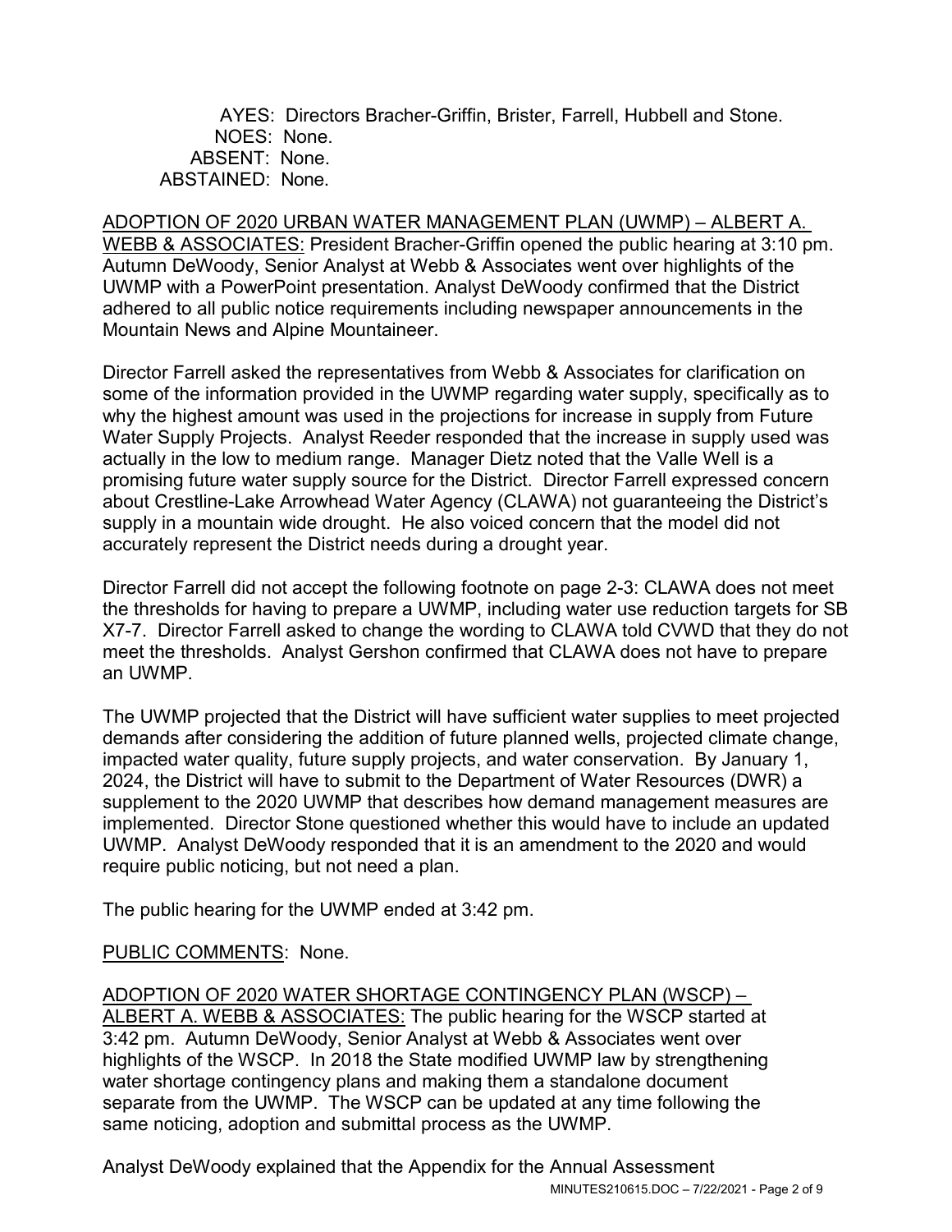AYES: Directors Bracher-Griffin, Brister, Farrell, Hubbell and Stone.
NOES: None.
ABSENT: None.
ABSTAINED: None.

ADOPTION OF 2020 URBAN WATER MANAGEMENT PLAN (UWMP) – ALBERT A. WEBB & ASSOCIATES: President Bracher-Griffin opened the public hearing at 3:10 pm. Autumn DeWoody, Senior Analyst at Webb & Associates went over highlights of the UWMP with a PowerPoint presentation. Analyst DeWoody confirmed that the District adhered to all public notice requirements including newspaper announcements in the Mountain News and Alpine Mountaineer.

Director Farrell asked the representatives from Webb & Associates for clarification on some of the information provided in the UWMP regarding water supply, specifically as to why the highest amount was used in the projections for increase in supply from Future Water Supply Projects. Analyst Reeder responded that the increase in supply used was actually in the low to medium range. Manager Dietz noted that the Valle Well is a promising future water supply source for the District. Director Farrell expressed concern about Crestline-Lake Arrowhead Water Agency (CLAWA) not guaranteeing the District's supply in a mountain wide drought. He also voiced concern that the model did not accurately represent the District needs during a drought year.

Director Farrell did not accept the following footnote on page 2-3: CLAWA does not meet the thresholds for having to prepare a UWMP, including water use reduction targets for SB X7-7. Director Farrell asked to change the wording to CLAWA told CVWD that they do not meet the thresholds. Analyst Gershon confirmed that CLAWA does not have to prepare an UWMP.

The UWMP projected that the District will have sufficient water supplies to meet projected demands after considering the addition of future planned wells, projected climate change, impacted water quality, future supply projects, and water conservation. By January 1, 2024, the District will have to submit to the Department of Water Resources (DWR) a supplement to the 2020 UWMP that describes how demand management measures are implemented. Director Stone questioned whether this would have to include an updated UWMP. Analyst DeWoody responded that it is an amendment to the 2020 and would require public noticing, but not need a plan.

The public hearing for the UWMP ended at 3:42 pm.

PUBLIC COMMENTS: None.

ADOPTION OF 2020 WATER SHORTAGE CONTINGENCY PLAN (WSCP) – ALBERT A. WEBB & ASSOCIATES: The public hearing for the WSCP started at 3:42 pm. Autumn DeWoody, Senior Analyst at Webb & Associates went over highlights of the WSCP. In 2018 the State modified UWMP law by strengthening water shortage contingency plans and making them a standalone document separate from the UWMP. The WSCP can be updated at any time following the same noticing, adoption and submittal process as the UWMP.

Analyst DeWoody explained that the Appendix for the Annual Assessment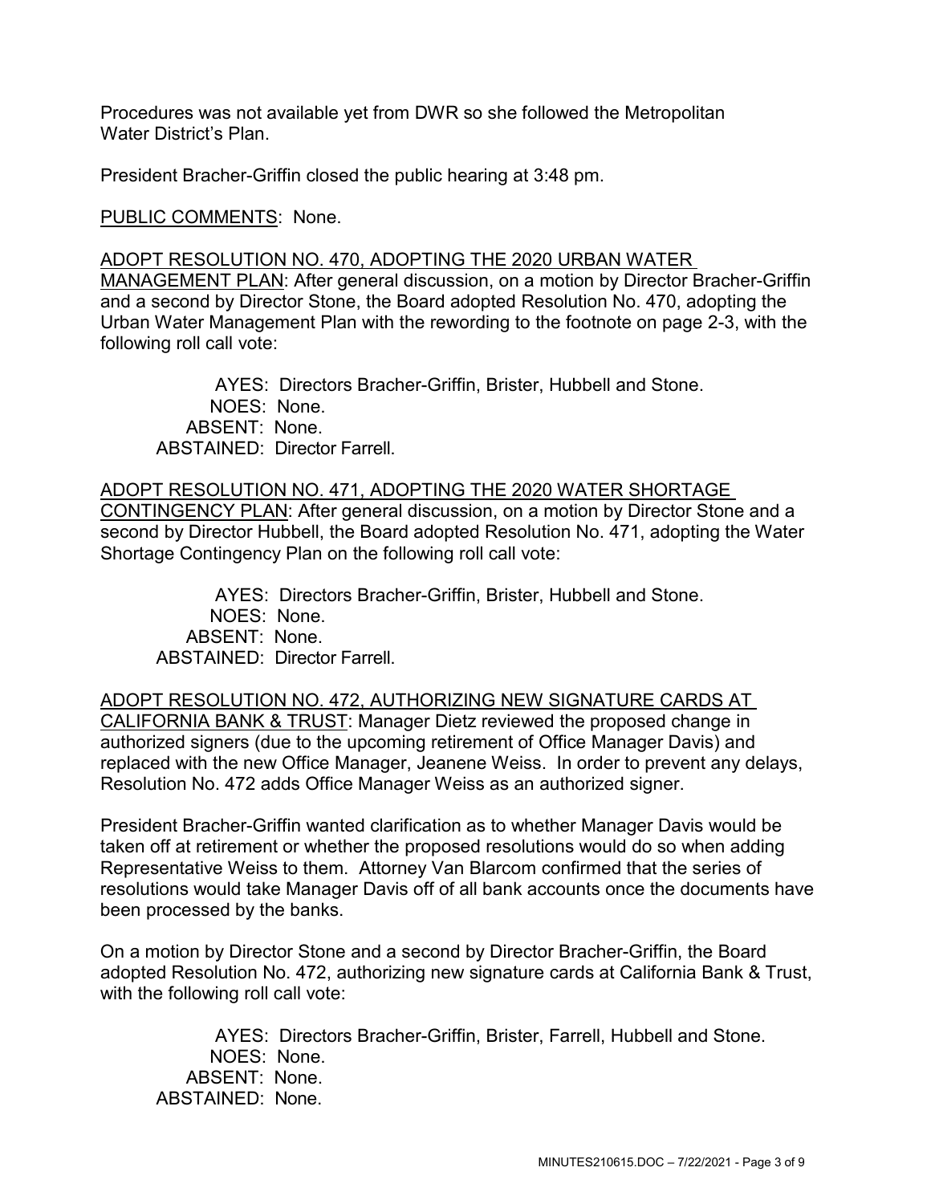Procedures was not available yet from DWR so she followed the Metropolitan Water District's Plan.

President Bracher-Griffin closed the public hearing at 3:48 pm.

PUBLIC COMMENTS: None.

ADOPT RESOLUTION NO. 470, ADOPTING THE 2020 URBAN WATER MANAGEMENT PLAN: After general discussion, on a motion by Director Bracher-Griffin and a second by Director Stone, the Board adopted Resolution No. 470, adopting the Urban Water Management Plan with the rewording to the footnote on page 2-3, with the following roll call vote:

AYES: Directors Bracher-Griffin, Brister, Hubbell and Stone.
NOES: None.
ABSENT: None.
ABSTAINED: Director Farrell.

ADOPT RESOLUTION NO. 471, ADOPTING THE 2020 WATER SHORTAGE CONTINGENCY PLAN: After general discussion, on a motion by Director Stone and a second by Director Hubbell, the Board adopted Resolution No. 471, adopting the Water Shortage Contingency Plan on the following roll call vote:

AYES: Directors Bracher-Griffin, Brister, Hubbell and Stone.
NOES: None.
ABSENT: None.
ABSTAINED: Director Farrell.

ADOPT RESOLUTION NO. 472, AUTHORIZING NEW SIGNATURE CARDS AT CALIFORNIA BANK & TRUST: Manager Dietz reviewed the proposed change in authorized signers (due to the upcoming retirement of Office Manager Davis) and replaced with the new Office Manager, Jeanene Weiss. In order to prevent any delays, Resolution No. 472 adds Office Manager Weiss as an authorized signer.

President Bracher-Griffin wanted clarification as to whether Manager Davis would be taken off at retirement or whether the proposed resolutions would do so when adding Representative Weiss to them. Attorney Van Blarcom confirmed that the series of resolutions would take Manager Davis off of all bank accounts once the documents have been processed by the banks.

On a motion by Director Stone and a second by Director Bracher-Griffin, the Board adopted Resolution No. 472, authorizing new signature cards at California Bank & Trust, with the following roll call vote:

AYES: Directors Bracher-Griffin, Brister, Farrell, Hubbell and Stone.
NOES: None.
ABSENT: None.
ABSTAINED: None.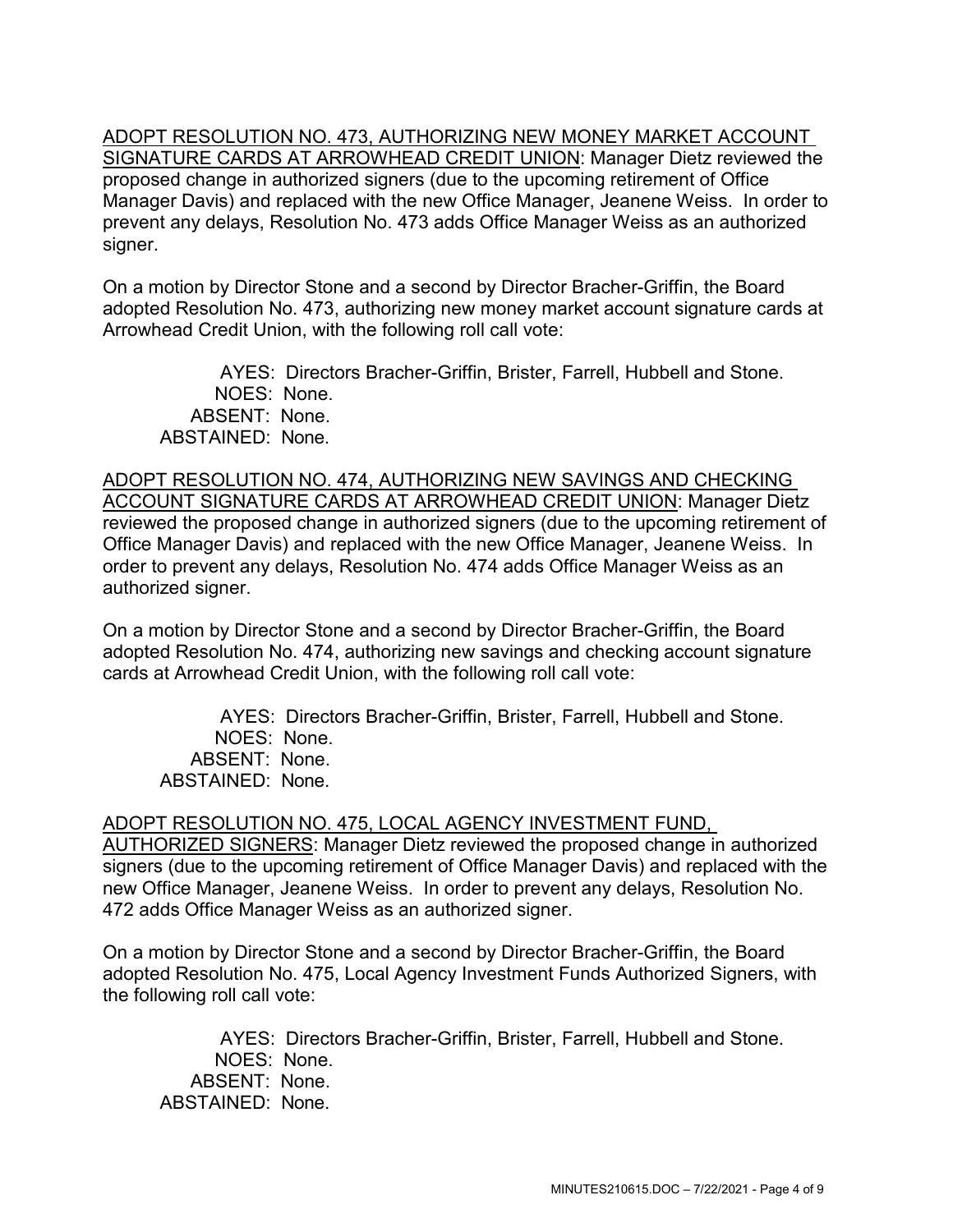ADOPT RESOLUTION NO. 473, AUTHORIZING NEW MONEY MARKET ACCOUNT SIGNATURE CARDS AT ARROWHEAD CREDIT UNION: Manager Dietz reviewed the proposed change in authorized signers (due to the upcoming retirement of Office Manager Davis) and replaced with the new Office Manager, Jeanene Weiss. In order to prevent any delays, Resolution No. 473 adds Office Manager Weiss as an authorized signer.

On a motion by Director Stone and a second by Director Bracher-Griffin, the Board adopted Resolution No. 473, authorizing new money market account signature cards at Arrowhead Credit Union, with the following roll call vote:

AYES: Directors Bracher-Griffin, Brister, Farrell, Hubbell and Stone.
NOES: None.
ABSENT: None.
ABSTAINED: None.

ADOPT RESOLUTION NO. 474, AUTHORIZING NEW SAVINGS AND CHECKING ACCOUNT SIGNATURE CARDS AT ARROWHEAD CREDIT UNION: Manager Dietz reviewed the proposed change in authorized signers (due to the upcoming retirement of Office Manager Davis) and replaced with the new Office Manager, Jeanene Weiss. In order to prevent any delays, Resolution No. 474 adds Office Manager Weiss as an authorized signer.

On a motion by Director Stone and a second by Director Bracher-Griffin, the Board adopted Resolution No. 474, authorizing new savings and checking account signature cards at Arrowhead Credit Union, with the following roll call vote:

AYES: Directors Bracher-Griffin, Brister, Farrell, Hubbell and Stone.
NOES: None.
ABSENT: None.
ABSTAINED: None.

ADOPT RESOLUTION NO. 475, LOCAL AGENCY INVESTMENT FUND, AUTHORIZED SIGNERS: Manager Dietz reviewed the proposed change in authorized signers (due to the upcoming retirement of Office Manager Davis) and replaced with the new Office Manager, Jeanene Weiss. In order to prevent any delays, Resolution No. 472 adds Office Manager Weiss as an authorized signer.

On a motion by Director Stone and a second by Director Bracher-Griffin, the Board adopted Resolution No. 475, Local Agency Investment Funds Authorized Signers, with the following roll call vote:

AYES: Directors Bracher-Griffin, Brister, Farrell, Hubbell and Stone.
NOES: None.
ABSENT: None.
ABSTAINED: None.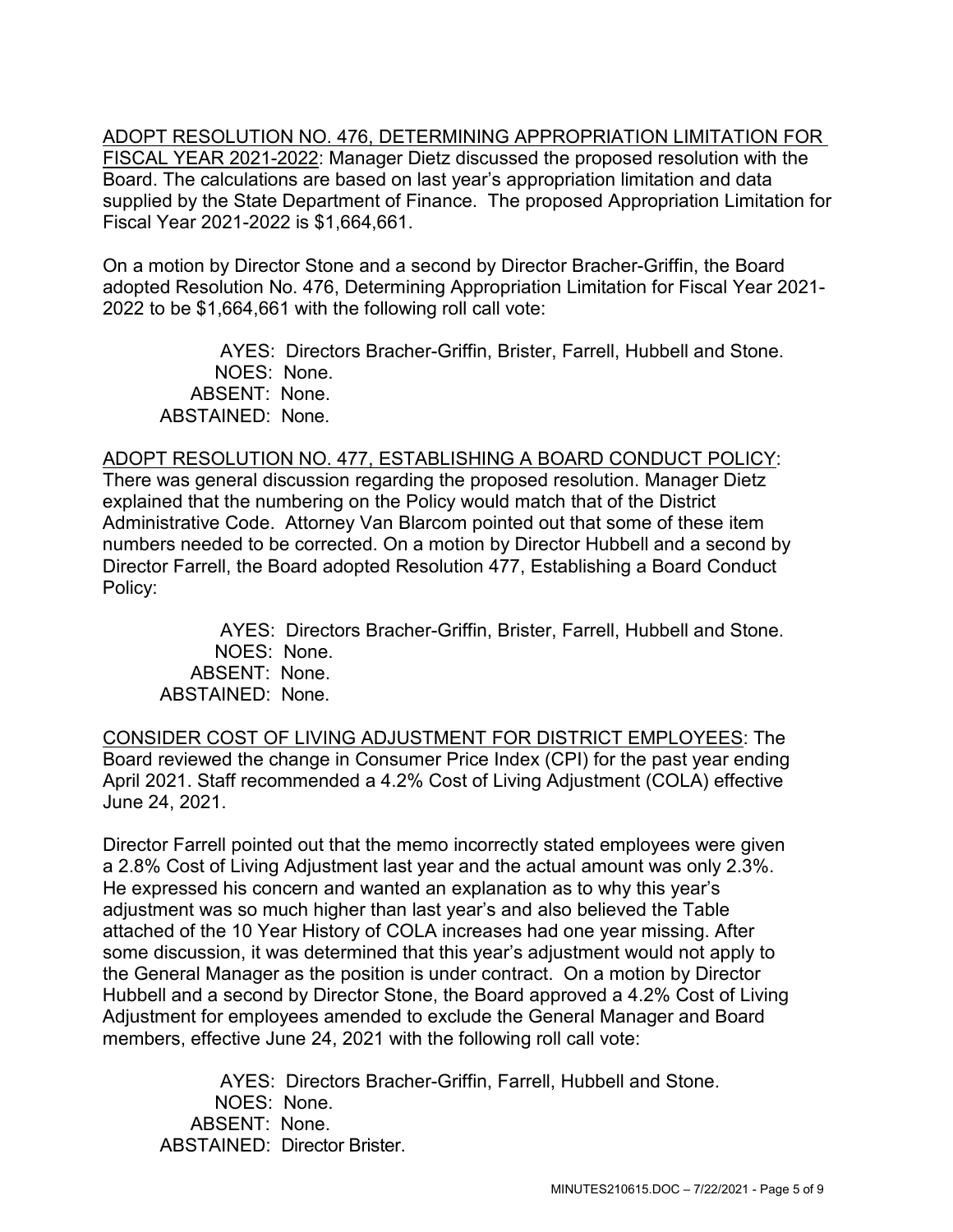ADOPT RESOLUTION NO. 476, DETERMINING APPROPRIATION LIMITATION FOR FISCAL YEAR 2021-2022: Manager Dietz discussed the proposed resolution with the Board. The calculations are based on last year's appropriation limitation and data supplied by the State Department of Finance. The proposed Appropriation Limitation for Fiscal Year 2021-2022 is $1,664,661.

On a motion by Director Stone and a second by Director Bracher-Griffin, the Board adopted Resolution No. 476, Determining Appropriation Limitation for Fiscal Year 2021-2022 to be $1,664,661 with the following roll call vote:

AYES: Directors Bracher-Griffin, Brister, Farrell, Hubbell and Stone.
NOES: None.
ABSENT: None.
ABSTAINED: None.

ADOPT RESOLUTION NO. 477, ESTABLISHING A BOARD CONDUCT POLICY: There was general discussion regarding the proposed resolution. Manager Dietz explained that the numbering on the Policy would match that of the District Administrative Code. Attorney Van Blarcom pointed out that some of these item numbers needed to be corrected. On a motion by Director Hubbell and a second by Director Farrell, the Board adopted Resolution 477, Establishing a Board Conduct Policy:

AYES: Directors Bracher-Griffin, Brister, Farrell, Hubbell and Stone.
NOES: None.
ABSENT: None.
ABSTAINED: None.

CONSIDER COST OF LIVING ADJUSTMENT FOR DISTRICT EMPLOYEES: The Board reviewed the change in Consumer Price Index (CPI) for the past year ending April 2021. Staff recommended a 4.2% Cost of Living Adjustment (COLA) effective June 24, 2021.

Director Farrell pointed out that the memo incorrectly stated employees were given a 2.8% Cost of Living Adjustment last year and the actual amount was only 2.3%. He expressed his concern and wanted an explanation as to why this year's adjustment was so much higher than last year's and also believed the Table attached of the 10 Year History of COLA increases had one year missing. After some discussion, it was determined that this year's adjustment would not apply to the General Manager as the position is under contract. On a motion by Director Hubbell and a second by Director Stone, the Board approved a 4.2% Cost of Living Adjustment for employees amended to exclude the General Manager and Board members, effective June 24, 2021 with the following roll call vote:

AYES: Directors Bracher-Griffin, Farrell, Hubbell and Stone.
NOES: None.
ABSENT: None.
ABSTAINED: Director Brister.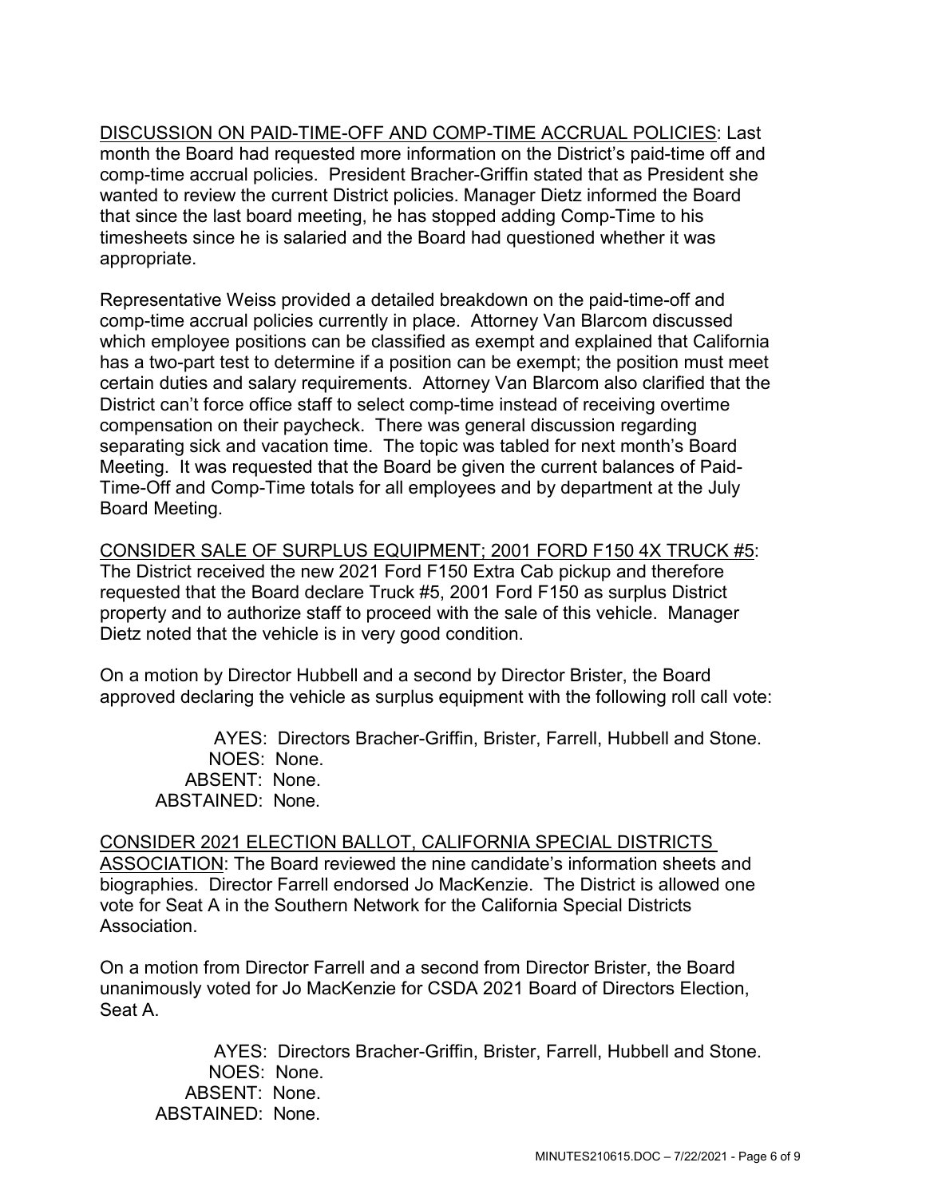DISCUSSION ON PAID-TIME-OFF AND COMP-TIME ACCRUAL POLICIES: Last month the Board had requested more information on the District's paid-time off and comp-time accrual policies. President Bracher-Griffin stated that as President she wanted to review the current District policies. Manager Dietz informed the Board that since the last board meeting, he has stopped adding Comp-Time to his timesheets since he is salaried and the Board had questioned whether it was appropriate.

Representative Weiss provided a detailed breakdown on the paid-time-off and comp-time accrual policies currently in place. Attorney Van Blarcom discussed which employee positions can be classified as exempt and explained that California has a two-part test to determine if a position can be exempt; the position must meet certain duties and salary requirements. Attorney Van Blarcom also clarified that the District can't force office staff to select comp-time instead of receiving overtime compensation on their paycheck. There was general discussion regarding separating sick and vacation time. The topic was tabled for next month's Board Meeting. It was requested that the Board be given the current balances of Paid-Time-Off and Comp-Time totals for all employees and by department at the July Board Meeting.

CONSIDER SALE OF SURPLUS EQUIPMENT; 2001 FORD F150 4X TRUCK #5: The District received the new 2021 Ford F150 Extra Cab pickup and therefore requested that the Board declare Truck #5, 2001 Ford F150 as surplus District property and to authorize staff to proceed with the sale of this vehicle. Manager Dietz noted that the vehicle is in very good condition.

On a motion by Director Hubbell and a second by Director Brister, the Board approved declaring the vehicle as surplus equipment with the following roll call vote:

AYES: Directors Bracher-Griffin, Brister, Farrell, Hubbell and Stone.
NOES: None.
ABSENT: None.
ABSTAINED: None.

CONSIDER 2021 ELECTION BALLOT, CALIFORNIA SPECIAL DISTRICTS ASSOCIATION: The Board reviewed the nine candidate's information sheets and biographies. Director Farrell endorsed Jo MacKenzie. The District is allowed one vote for Seat A in the Southern Network for the California Special Districts Association.

On a motion from Director Farrell and a second from Director Brister, the Board unanimously voted for Jo MacKenzie for CSDA 2021 Board of Directors Election, Seat A.

AYES: Directors Bracher-Griffin, Brister, Farrell, Hubbell and Stone.
NOES: None.
ABSENT: None.
ABSTAINED: None.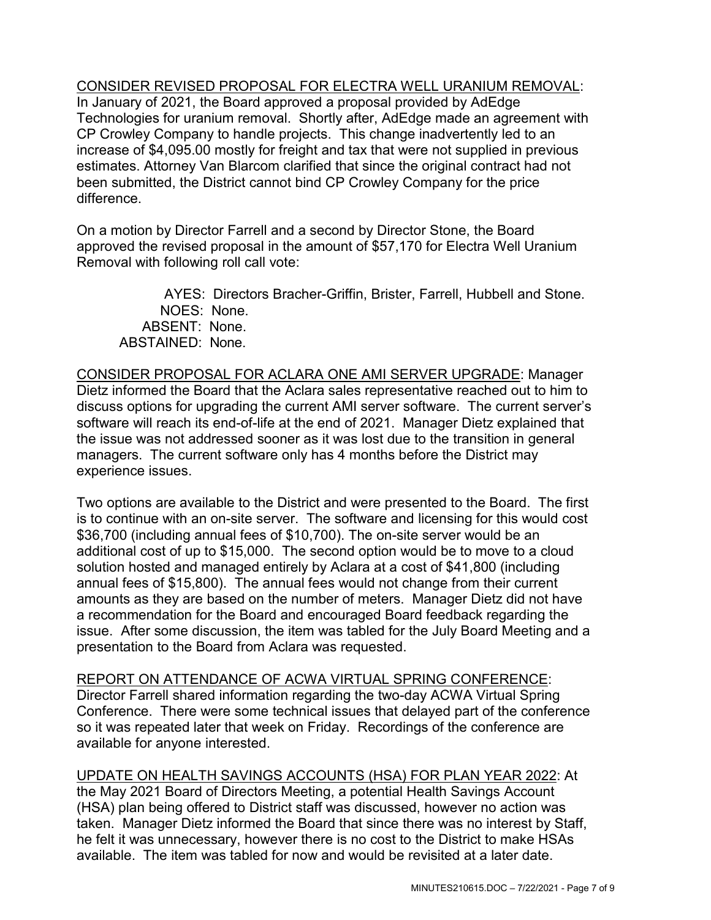CONSIDER REVISED PROPOSAL FOR ELECTRA WELL URANIUM REMOVAL: In January of 2021, the Board approved a proposal provided by AdEdge Technologies for uranium removal. Shortly after, AdEdge made an agreement with CP Crowley Company to handle projects. This change inadvertently led to an increase of $4,095.00 mostly for freight and tax that were not supplied in previous estimates. Attorney Van Blarcom clarified that since the original contract had not been submitted, the District cannot bind CP Crowley Company for the price difference.

On a motion by Director Farrell and a second by Director Stone, the Board approved the revised proposal in the amount of $57,170 for Electra Well Uranium Removal with following roll call vote:

AYES: Directors Bracher-Griffin, Brister, Farrell, Hubbell and Stone.
NOES: None.
ABSENT: None.
ABSTAINED: None.

CONSIDER PROPOSAL FOR ACLARA ONE AMI SERVER UPGRADE: Manager Dietz informed the Board that the Aclara sales representative reached out to him to discuss options for upgrading the current AMI server software. The current server's software will reach its end-of-life at the end of 2021. Manager Dietz explained that the issue was not addressed sooner as it was lost due to the transition in general managers. The current software only has 4 months before the District may experience issues.

Two options are available to the District and were presented to the Board. The first is to continue with an on-site server. The software and licensing for this would cost $36,700 (including annual fees of $10,700). The on-site server would be an additional cost of up to $15,000. The second option would be to move to a cloud solution hosted and managed entirely by Aclara at a cost of $41,800 (including annual fees of $15,800). The annual fees would not change from their current amounts as they are based on the number of meters. Manager Dietz did not have a recommendation for the Board and encouraged Board feedback regarding the issue. After some discussion, the item was tabled for the July Board Meeting and a presentation to the Board from Aclara was requested.

REPORT ON ATTENDANCE OF ACWA VIRTUAL SPRING CONFERENCE: Director Farrell shared information regarding the two-day ACWA Virtual Spring Conference. There were some technical issues that delayed part of the conference so it was repeated later that week on Friday. Recordings of the conference are available for anyone interested.

UPDATE ON HEALTH SAVINGS ACCOUNTS (HSA) FOR PLAN YEAR 2022: At the May 2021 Board of Directors Meeting, a potential Health Savings Account (HSA) plan being offered to District staff was discussed, however no action was taken. Manager Dietz informed the Board that since there was no interest by Staff, he felt it was unnecessary, however there is no cost to the District to make HSAs available. The item was tabled for now and would be revisited at a later date.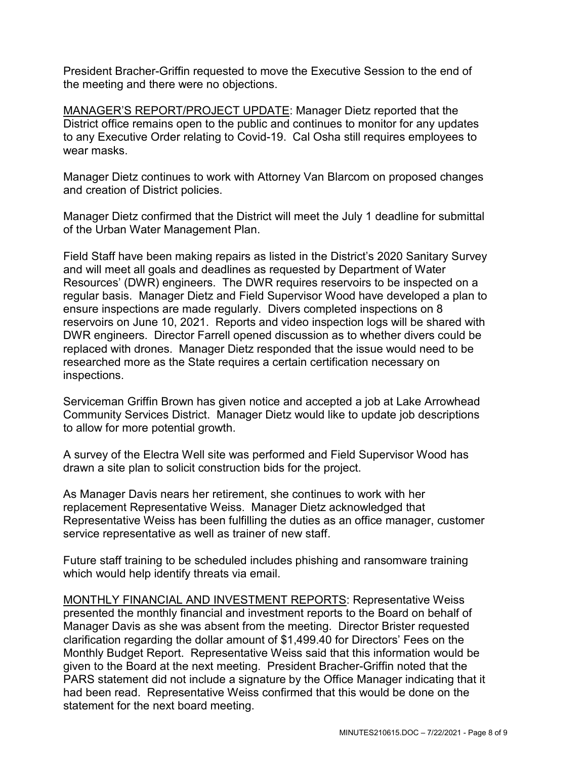President Bracher-Griffin requested to move the Executive Session to the end of the meeting and there were no objections.

<u>MANAGER'S REPORT/PROJECT UPDATE</u>: Manager Dietz reported that the District office remains open to the public and continues to monitor for any updates to any Executive Order relating to Covid-19. Cal Osha still requires employees to wear masks.

Manager Dietz continues to work with Attorney Van Blarcom on proposed changes and creation of District policies.

Manager Dietz confirmed that the District will meet the July 1 deadline for submittal of the Urban Water Management Plan.

Field Staff have been making repairs as listed in the District's 2020 Sanitary Survey and will meet all goals and deadlines as requested by Department of Water Resources' (DWR) engineers. The DWR requires reservoirs to be inspected on a regular basis. Manager Dietz and Field Supervisor Wood have developed a plan to ensure inspections are made regularly. Divers completed inspections on 8 reservoirs on June 10, 2021. Reports and video inspection logs will be shared with DWR engineers. Director Farrell opened discussion as to whether divers could be replaced with drones. Manager Dietz responded that the issue would need to be researched more as the State requires a certain certification necessary on inspections.

Serviceman Griffin Brown has given notice and accepted a job at Lake Arrowhead Community Services District. Manager Dietz would like to update job descriptions to allow for more potential growth.

A survey of the Electra Well site was performed and Field Supervisor Wood has drawn a site plan to solicit construction bids for the project.

As Manager Davis nears her retirement, she continues to work with her replacement Representative Weiss. Manager Dietz acknowledged that Representative Weiss has been fulfilling the duties as an office manager, customer service representative as well as trainer of new staff.

Future staff training to be scheduled includes phishing and ransomware training which would help identify threats via email.

<u>MONTHLY FINANCIAL AND INVESTMENT REPORTS</u>: Representative Weiss presented the monthly financial and investment reports to the Board on behalf of Manager Davis as she was absent from the meeting. Director Brister requested clarification regarding the dollar amount of $1,499.40 for Directors' Fees on the Monthly Budget Report. Representative Weiss said that this information would be given to the Board at the next meeting. President Bracher-Griffin noted that the PARS statement did not include a signature by the Office Manager indicating that it had been read. Representative Weiss confirmed that this would be done on the statement for the next board meeting.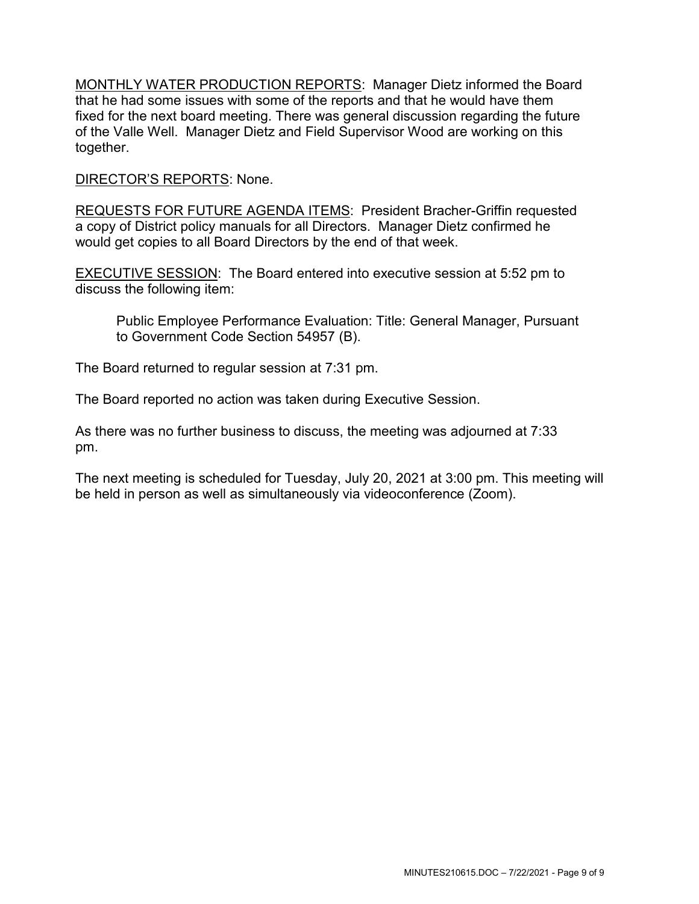MONTHLY WATER PRODUCTION REPORTS: Manager Dietz informed the Board that he had some issues with some of the reports and that he would have them fixed for the next board meeting. There was general discussion regarding the future of the Valle Well. Manager Dietz and Field Supervisor Wood are working on this together.

DIRECTOR'S REPORTS: None.

REQUESTS FOR FUTURE AGENDA ITEMS: President Bracher-Griffin requested a copy of District policy manuals for all Directors. Manager Dietz confirmed he would get copies to all Board Directors by the end of that week.

EXECUTIVE SESSION: The Board entered into executive session at 5:52 pm to discuss the following item:

> Public Employee Performance Evaluation: Title: General Manager, Pursuant to Government Code Section 54957 (B).

The Board returned to regular session at 7:31 pm.

The Board reported no action was taken during Executive Session.

As there was no further business to discuss, the meeting was adjourned at 7:33 pm.

The next meeting is scheduled for Tuesday, July 20, 2021 at 3:00 pm. This meeting will be held in person as well as simultaneously via videoconference (Zoom).